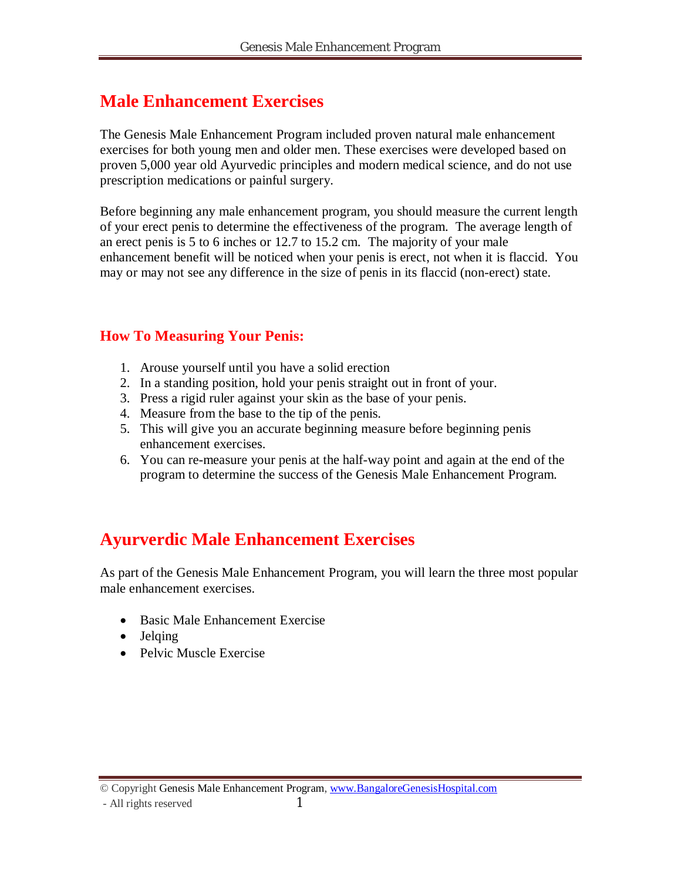# Male Enhancement Exercises

The Genesis Male Enhancement Program included proven natural male enhancement exercises for both young men and older men. These exercises were developed based on proven 5,000 year old Ayurvedic principles and modern medical science, and do not use prescription medications or painful surgery.

Before beginning any male enhancement program, you should measure the current length of your erect penis to determine the effectiveness of the program. The average length of an erect penis is 5 to 6 inches or 12.7 to 15.2 cm. The majority of your male enhancement benefit will be noticed when your penis is erect, not when it is flaccid. You may or may not see any difference in the size of penis in its flaccid (non-erect) state.

### How To Measuring Your Penis:

1. Arouse yourself until you have a solid erection
2. In a standing position, hold your penis straight out in front of your.
3. Press a rigid ruler against your skin as the base of your penis.
4. Measure from the base to the tip of the penis.
5. This will give you an accurate beginning measure before beginning penis enhancement exercises.
6. You can re-measure your penis at the half-way point and again at the end of the program to determine the success of the Genesis Male Enhancement Program.

# Ayurverdic Male Enhancement Exercises

As part of the Genesis Male Enhancement Program, you will learn the three most popular male enhancement exercises.

- Basic Male Enhancement Exercise
- Jelqing
- Pelvic Muscle Exercise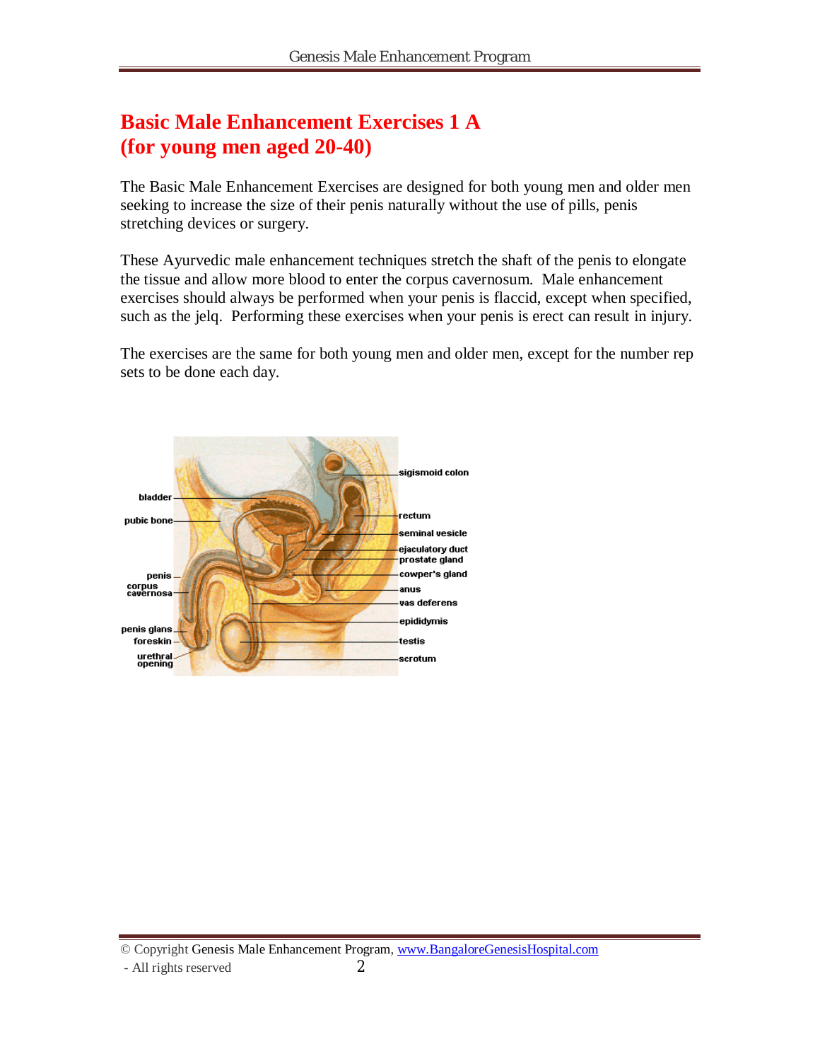# Basic Male Enhancement Exercises 1 A
# (for young men aged 20-40)

The Basic Male Enhancement Exercises are designed for both young men and older men seeking to increase the size of their penis naturally without the use of pills, penis stretching devices or surgery.

These Ayurvedic male enhancement techniques stretch the shaft of the penis to elongate the tissue and allow more blood to enter the corpus cavernosum. Male enhancement exercises should always be performed when your penis is flaccid, except when specified, such as the jelq. Performing these exercises when your penis is erect can result in injury.

The exercises are the same for both young men and older men, except for the number rep sets to be done each day.

bladder
pubic bone
penis
corpus cavernosa
penis glans
foreskin
urethral opening
sigismoid colon
rectum
seminal vesicle
ejaculatory duct
prostate gland
cowper's gland
anus
vas deferens
epididymis
testis
scrotum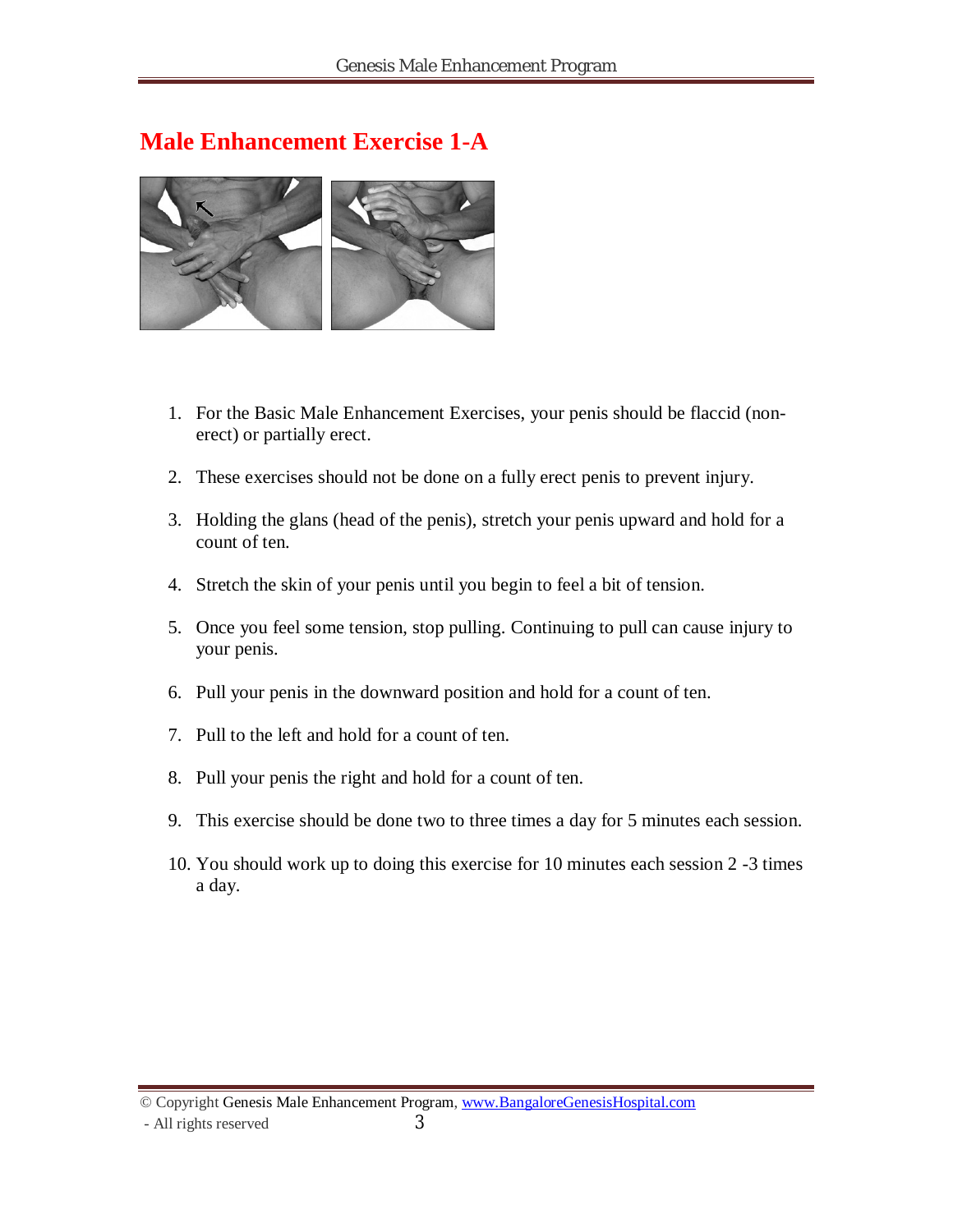# Male Enhancement Exercise 1-A

1. For the Basic Male Enhancement Exercises, your penis should be flaccid (non-erect) or partially erect.

2. These exercises should not be done on a fully erect penis to prevent injury.

3. Holding the glans (head of the penis), stretch your penis upward and hold for a count of ten.

4. Stretch the skin of your penis until you begin to feel a bit of tension.

5. Once you feel some tension, stop pulling. Continuing to pull can cause injury to your penis.

6. Pull your penis in the downward position and hold for a count of ten.

7. Pull to the left and hold for a count of ten.

8. Pull your penis the right and hold for a count of ten.

9. This exercise should be done two to three times a day for 5 minutes each session.

10. You should work up to doing this exercise for 10 minutes each session 2 -3 times a day.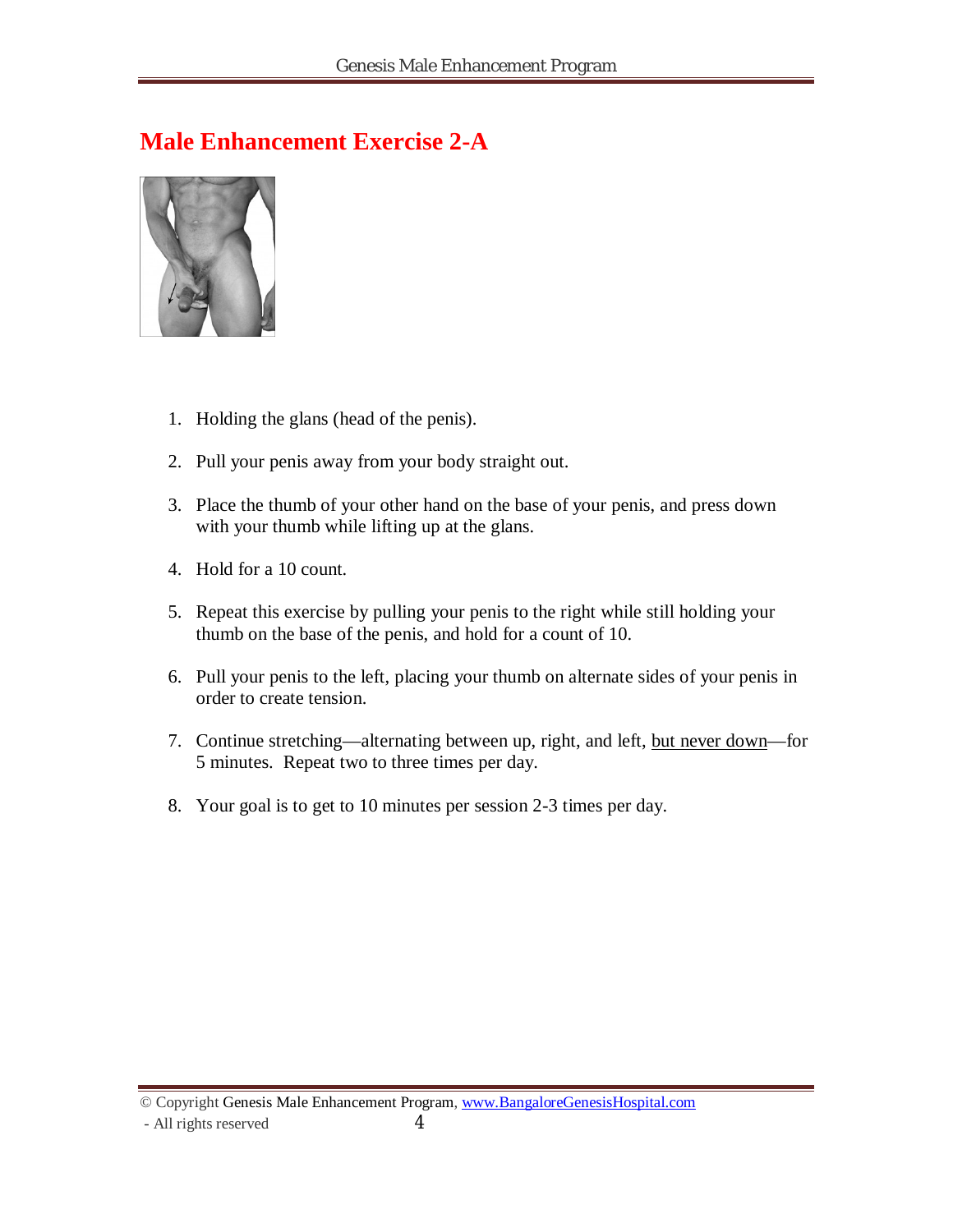# Male Enhancement Exercise 2-A

1. Holding the glans (head of the penis).

2. Pull your penis away from your body straight out.

3. Place the thumb of your other hand on the base of your penis, and press down with your thumb while lifting up at the glans.

4. Hold for a 10 count.

5. Repeat this exercise by pulling your penis to the right while still holding your thumb on the base of the penis, and hold for a count of 10.

6. Pull your penis to the left, placing your thumb on alternate sides of your penis in order to create tension.

7. Continue stretching—alternating between up, right, and left, <u>but never down</u>—for 5 minutes. Repeat two to three times per day.

8. Your goal is to get to 10 minutes per session 2-3 times per day.

© Copyright Genesis Male Enhancement Program, www.BangaloreGenesisHospital.com - All rights reserved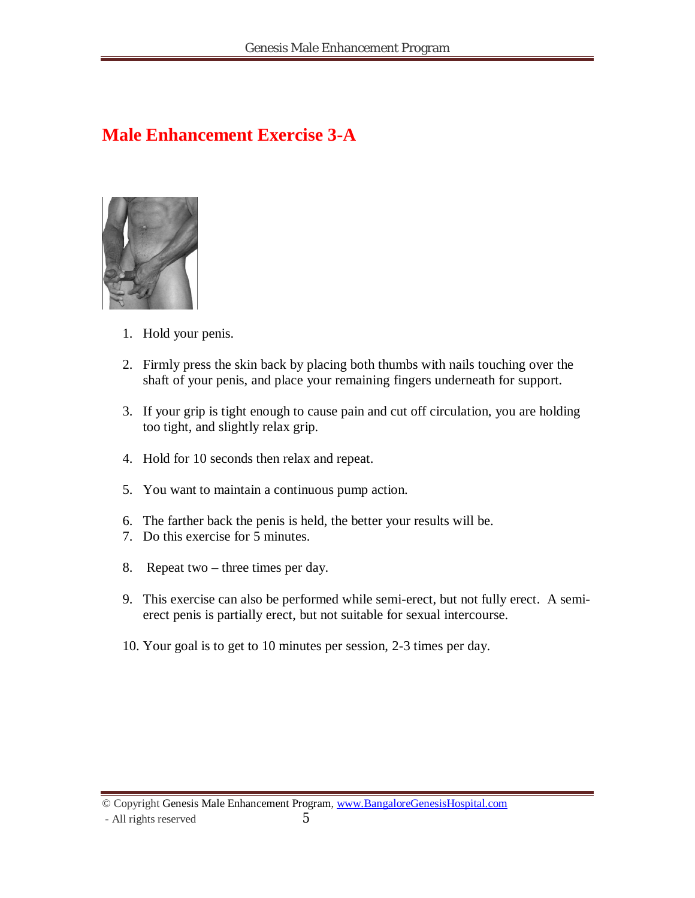# Male Enhancement Exercise 3-A

1. Hold your penis.

2. Firmly press the skin back by placing both thumbs with nails touching over the shaft of your penis, and place your remaining fingers underneath for support.

3. If your grip is tight enough to cause pain and cut off circulation, you are holding too tight, and slightly relax grip.

4. Hold for 10 seconds then relax and repeat.

5. You want to maintain a continuous pump action.

6. The farther back the penis is held, the better your results will be.
7. Do this exercise for 5 minutes.

8. Repeat two – three times per day.

9. This exercise can also be performed while semi-erect, but not fully erect. A semi-erect penis is partially erect, but not suitable for sexual intercourse.

10. Your goal is to get to 10 minutes per session, 2-3 times per day.

© Copyright Genesis Male Enhancement Program, www.BangaloreGenesisHospital.com - All rights reserved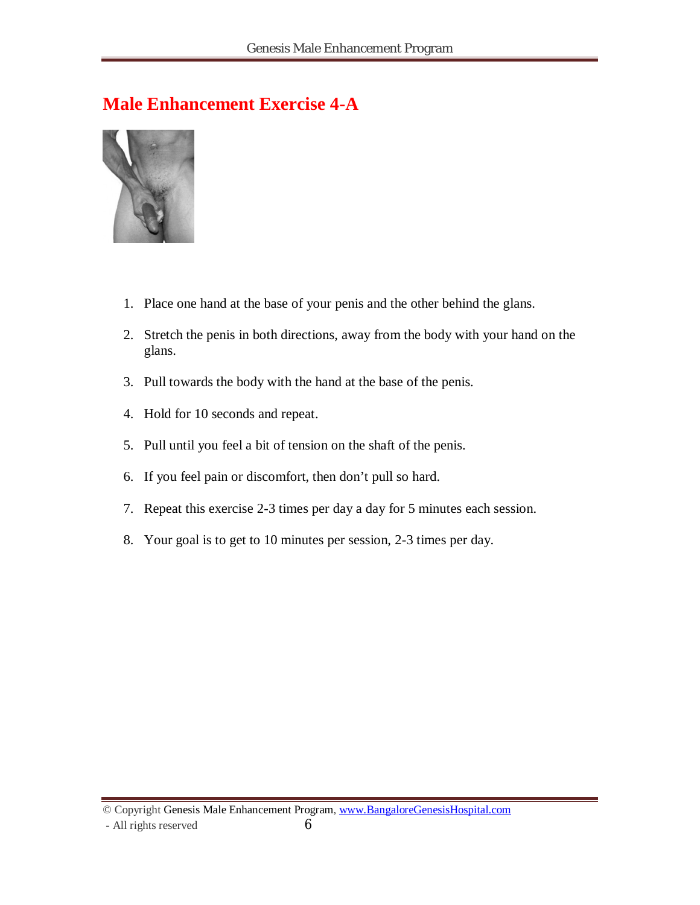## Male Enhancement Exercise 4-A

1. Place one hand at the base of your penis and the other behind the glans.
2. Stretch the penis in both directions, away from the body with your hand on the glans.
3. Pull towards the body with the hand at the base of the penis.
4. Hold for 10 seconds and repeat.
5. Pull until you feel a bit of tension on the shaft of the penis.
6. If you feel pain or discomfort, then don't pull so hard.
7. Repeat this exercise 2-3 times per day a day for 5 minutes each session.
8. Your goal is to get to 10 minutes per session, 2-3 times per day.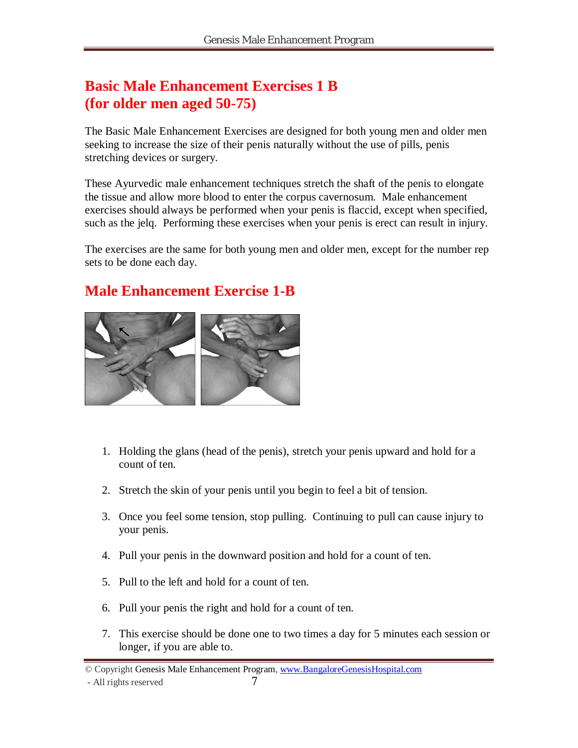# Basic Male Enhancement Exercises 1 B (for older men aged 50-75)

The Basic Male Enhancement Exercises are designed for both young men and older men seeking to increase the size of their penis naturally without the use of pills, penis stretching devices or surgery.

These Ayurvedic male enhancement techniques stretch the shaft of the penis to elongate the tissue and allow more blood to enter the corpus cavernosum. Male enhancement exercises should always be performed when your penis is flaccid, except when specified, such as the jelq. Performing these exercises when your penis is erect can result in injury.

The exercises are the same for both young men and older men, except for the number rep sets to be done each day.

## Male Enhancement Exercise 1-B

1. Holding the glans (head of the penis), stretch your penis upward and hold for a count of ten.
2. Stretch the skin of your penis until you begin to feel a bit of tension.
3. Once you feel some tension, stop pulling. Continuing to pull can cause injury to your penis.
4. Pull your penis in the downward position and hold for a count of ten.
5. Pull to the left and hold for a count of ten.
6. Pull your penis the right and hold for a count of ten.
7. This exercise should be done one to two times a day for 5 minutes each session or longer, if you are able to.

© Copyright Genesis Male Enhancement Program, www.BangaloreGenesisHospital.com - All rights reserved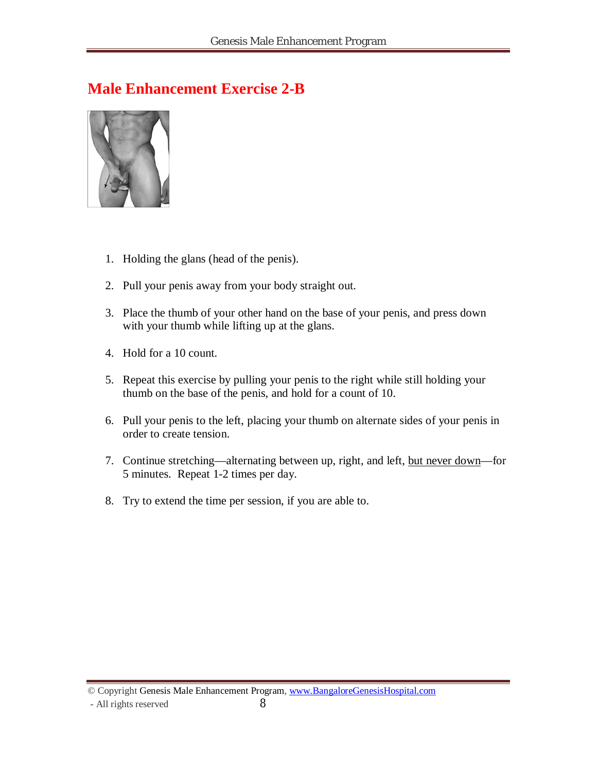# Male Enhancement Exercise 2-B

1. Holding the glans (head of the penis).
2. Pull your penis away from your body straight out.
3. Place the thumb of your other hand on the base of your penis, and press down with your thumb while lifting up at the glans.
4. Hold for a 10 count.
5. Repeat this exercise by pulling your penis to the right while still holding your thumb on the base of the penis, and hold for a count of 10.
6. Pull your penis to the left, placing your thumb on alternate sides of your penis in order to create tension.
7. Continue stretching—alternating between up, right, and left, <u>but never down</u>—for 5 minutes. Repeat 1-2 times per day.
8. Try to extend the time per session, if you are able to.

© Copyright Genesis Male Enhancement Program, www.BangaloreGenesisHospital.com
- All rights reserved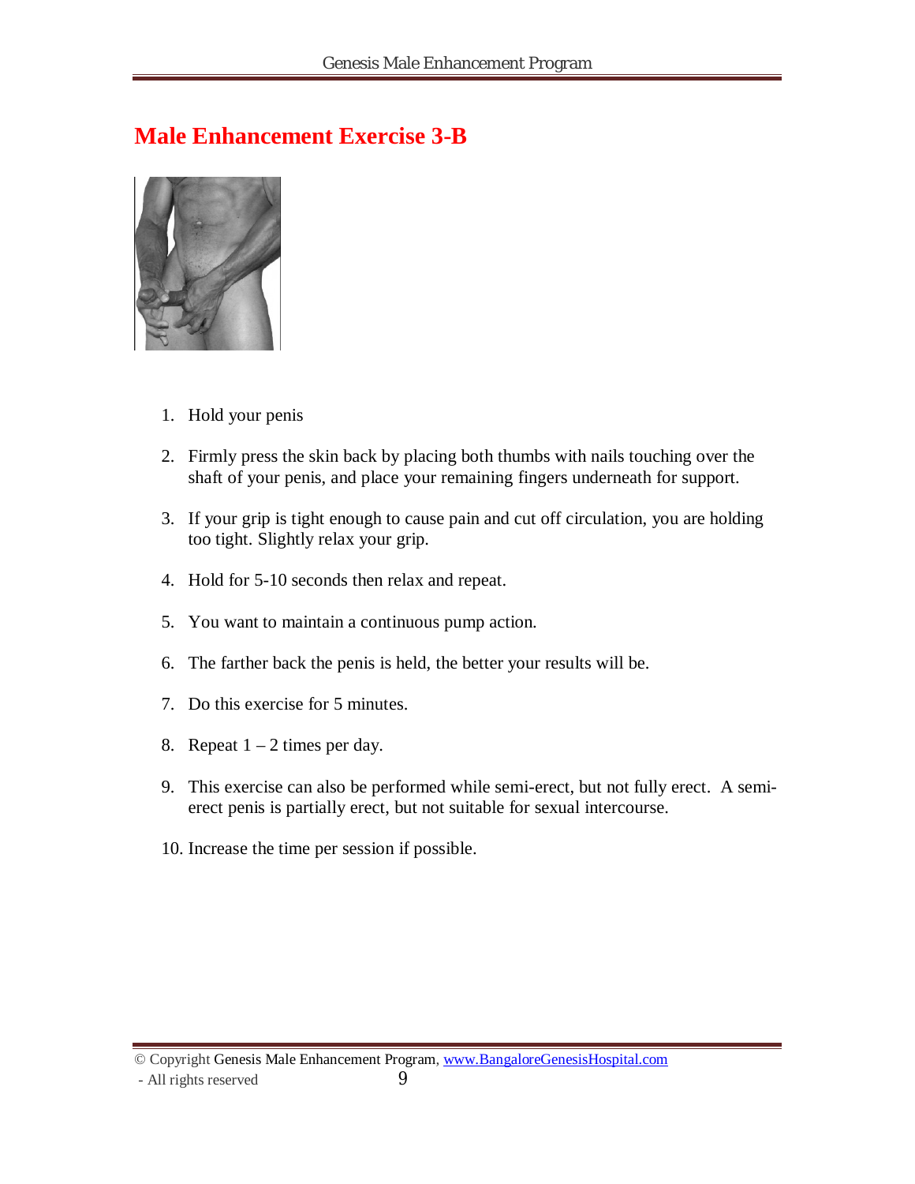# Male Enhancement Exercise 3-B

1. Hold your penis
2. Firmly press the skin back by placing both thumbs with nails touching over the shaft of your penis, and place your remaining fingers underneath for support.
3. If your grip is tight enough to cause pain and cut off circulation, you are holding too tight. Slightly relax your grip.
4. Hold for 5-10 seconds then relax and repeat.
5. You want to maintain a continuous pump action.
6. The farther back the penis is held, the better your results will be.
7. Do this exercise for 5 minutes.
8. Repeat 1 – 2 times per day.
9. This exercise can also be performed while semi-erect, but not fully erect. A semi-erect penis is partially erect, but not suitable for sexual intercourse.
10. Increase the time per session if possible.

© Copyright Genesis Male Enhancement Program, www.BangaloreGenesisHospital.com - All rights reserved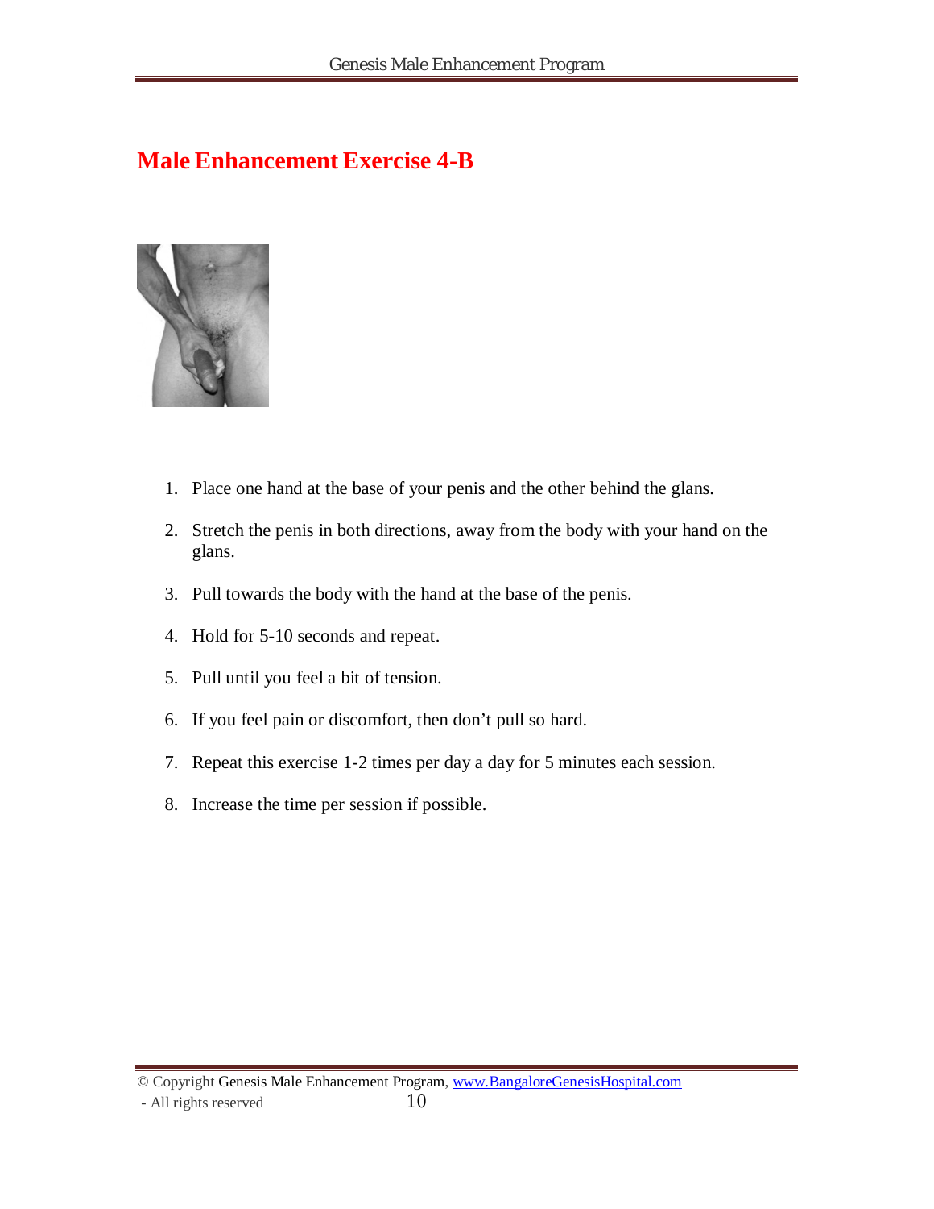# Male Enhancement Exercise 4-B

1. Place one hand at the base of your penis and the other behind the glans.
2. Stretch the penis in both directions, away from the body with your hand on the glans.
3. Pull towards the body with the hand at the base of the penis.
4. Hold for 5-10 seconds and repeat.
5. Pull until you feel a bit of tension.
6. If you feel pain or discomfort, then don't pull so hard.
7. Repeat this exercise 1-2 times per day a day for 5 minutes each session.
8. Increase the time per session if possible.

© Copyright Genesis Male Enhancement Program, www.BangaloreGenesisHospital.com
- All rights reserved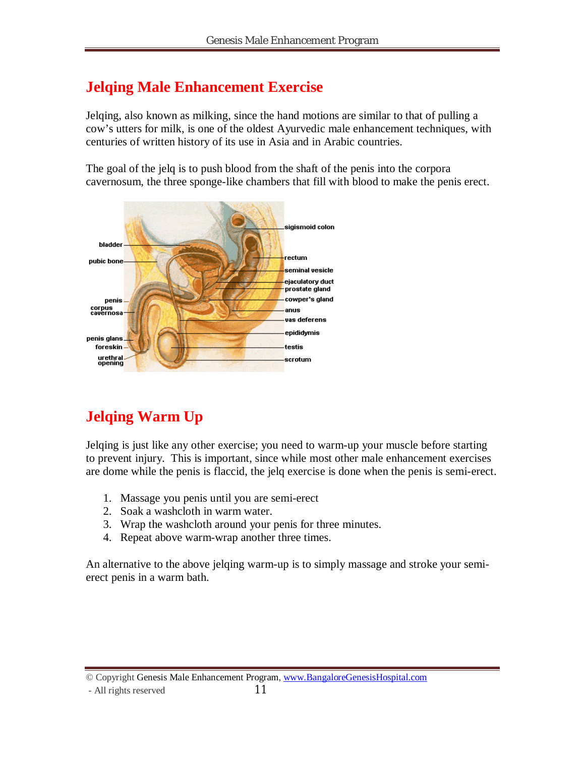# Jelqing Male Enhancement Exercise

Jelqing, also known as milking, since the hand motions are similar to that of pulling a cow's utters for milk, is one of the oldest Ayurvedic male enhancement techniques, with centuries of written history of its use in Asia and in Arabic countries.

The goal of the jelq is to push blood from the shaft of the penis into the corpora cavernosum, the three sponge-like chambers that fill with blood to make the penis erect.

# Jelqing Warm Up

Jelqing is just like any other exercise; you need to warm-up your muscle before starting to prevent injury. This is important, since while most other male enhancement exercises are dome while the penis is flaccid, the jelq exercise is done when the penis is semi-erect.

1. Massage you penis until you are semi-erect
2. Soak a washcloth in warm water.
3. Wrap the washcloth around your penis for three minutes.
4. Repeat above warm-wrap another three times.

An alternative to the above jelqing warm-up is to simply massage and stroke your semi-erect penis in a warm bath.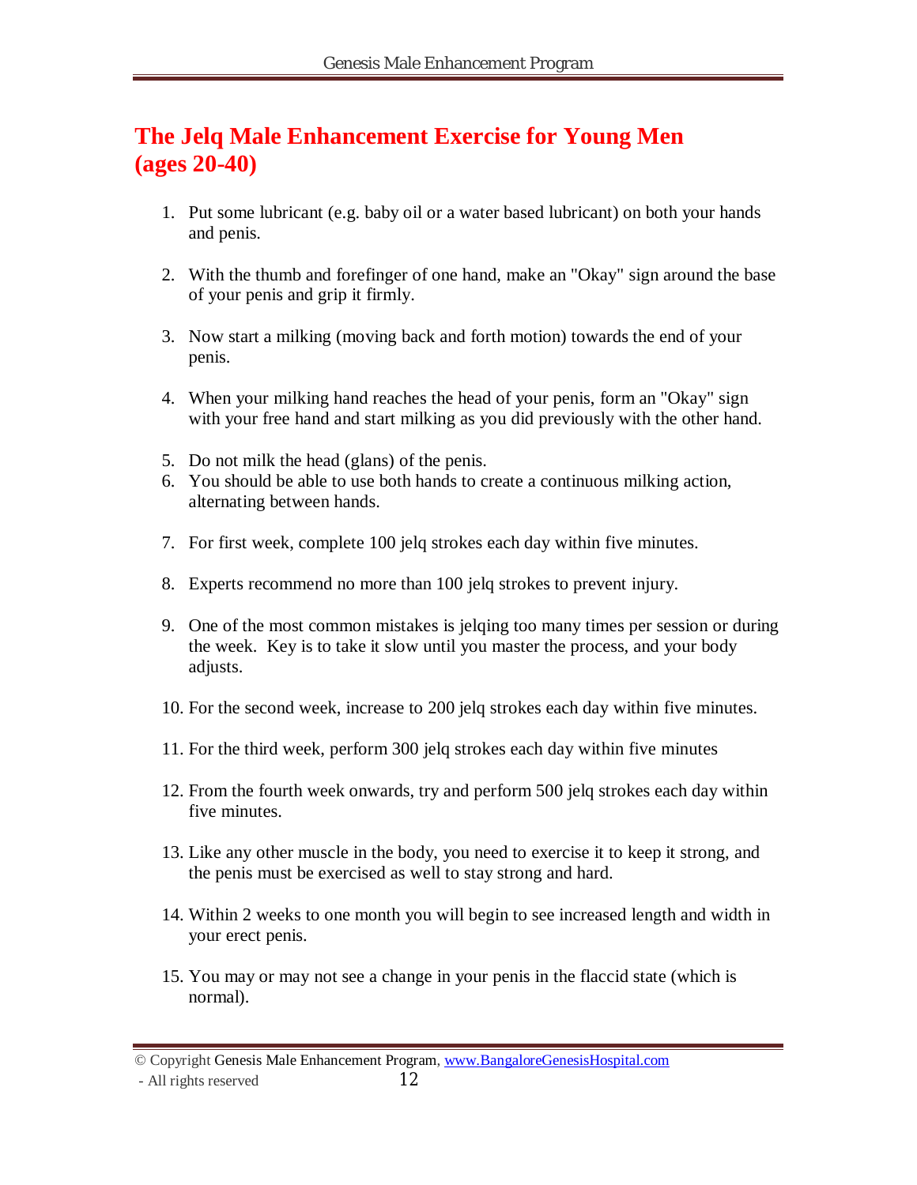# The Jelq Male Enhancement Exercise for Young Men (ages 20-40)

1. Put some lubricant (e.g. baby oil or a water based lubricant) on both your hands and penis.

2. With the thumb and forefinger of one hand, make an "Okay" sign around the base of your penis and grip it firmly.

3. Now start a milking (moving back and forth motion) towards the end of your penis.

4. When your milking hand reaches the head of your penis, form an "Okay" sign with your free hand and start milking as you did previously with the other hand.

5. Do not milk the head (glans) of the penis.
6. You should be able to use both hands to create a continuous milking action, alternating between hands.

7. For first week, complete 100 jelq strokes each day within five minutes.

8. Experts recommend no more than 100 jelq strokes to prevent injury.

9. One of the most common mistakes is jelqing too many times per session or during the week. Key is to take it slow until you master the process, and your body adjusts.

10. For the second week, increase to 200 jelq strokes each day within five minutes.

11. For the third week, perform 300 jelq strokes each day within five minutes

12. From the fourth week onwards, try and perform 500 jelq strokes each day within five minutes.

13. Like any other muscle in the body, you need to exercise it to keep it strong, and the penis must be exercised as well to stay strong and hard.

14. Within 2 weeks to one month you will begin to see increased length and width in your erect penis.

15. You may or may not see a change in your penis in the flaccid state (which is normal).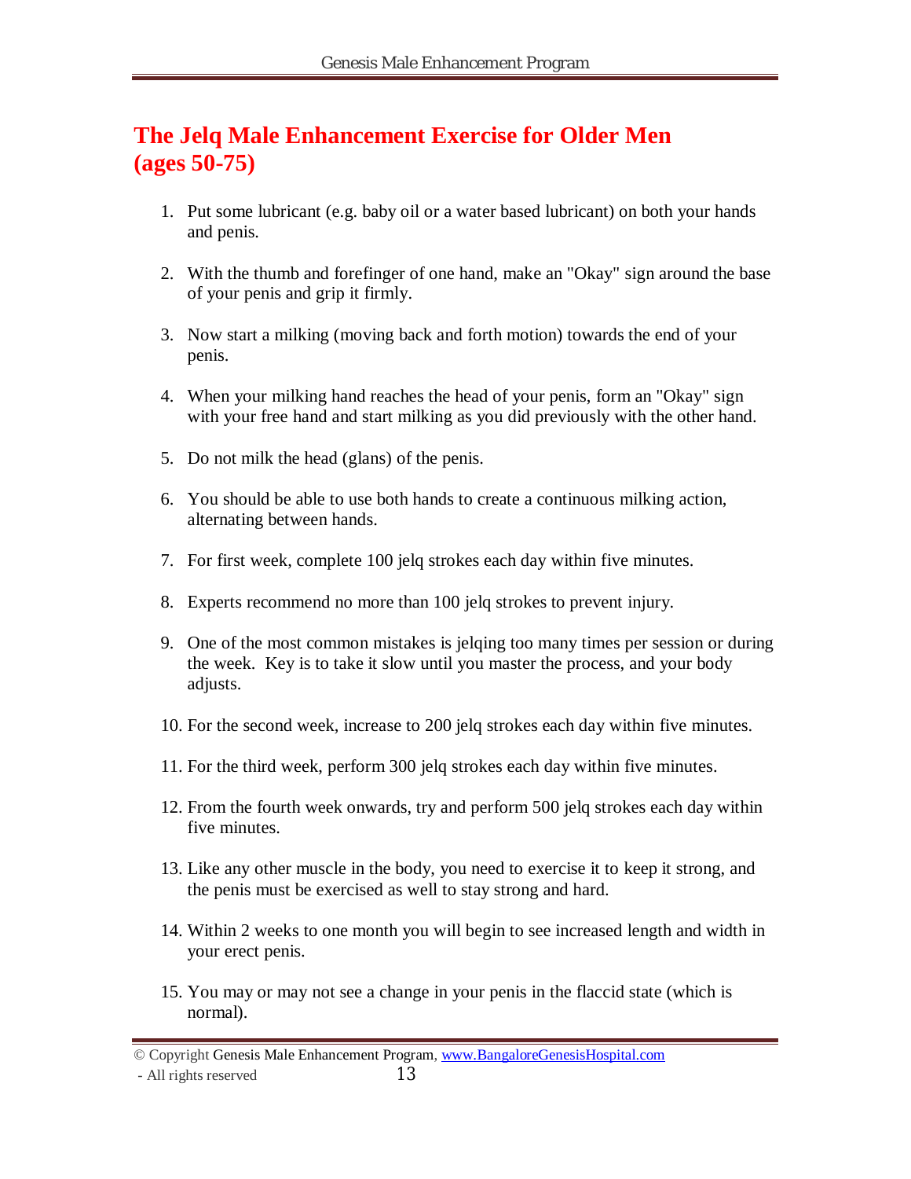# The Jelq Male Enhancement Exercise for Older Men (ages 50-75)

1. Put some lubricant (e.g. baby oil or a water based lubricant) on both your hands and penis.

2. With the thumb and forefinger of one hand, make an "Okay" sign around the base of your penis and grip it firmly.

3. Now start a milking (moving back and forth motion) towards the end of your penis.

4. When your milking hand reaches the head of your penis, form an "Okay" sign with your free hand and start milking as you did previously with the other hand.

5. Do not milk the head (glans) of the penis.

6. You should be able to use both hands to create a continuous milking action, alternating between hands.

7. For first week, complete 100 jelq strokes each day within five minutes.

8. Experts recommend no more than 100 jelq strokes to prevent injury.

9. One of the most common mistakes is jelqing too many times per session or during the week. Key is to take it slow until you master the process, and your body adjusts.

10. For the second week, increase to 200 jelq strokes each day within five minutes.

11. For the third week, perform 300 jelq strokes each day within five minutes.

12. From the fourth week onwards, try and perform 500 jelq strokes each day within five minutes.

13. Like any other muscle in the body, you need to exercise it to keep it strong, and the penis must be exercised as well to stay strong and hard.

14. Within 2 weeks to one month you will begin to see increased length and width in your erect penis.

15. You may or may not see a change in your penis in the flaccid state (which is normal).

© Copyright Genesis Male Enhancement Program, www.BangaloreGenesisHospital.com - All rights reserved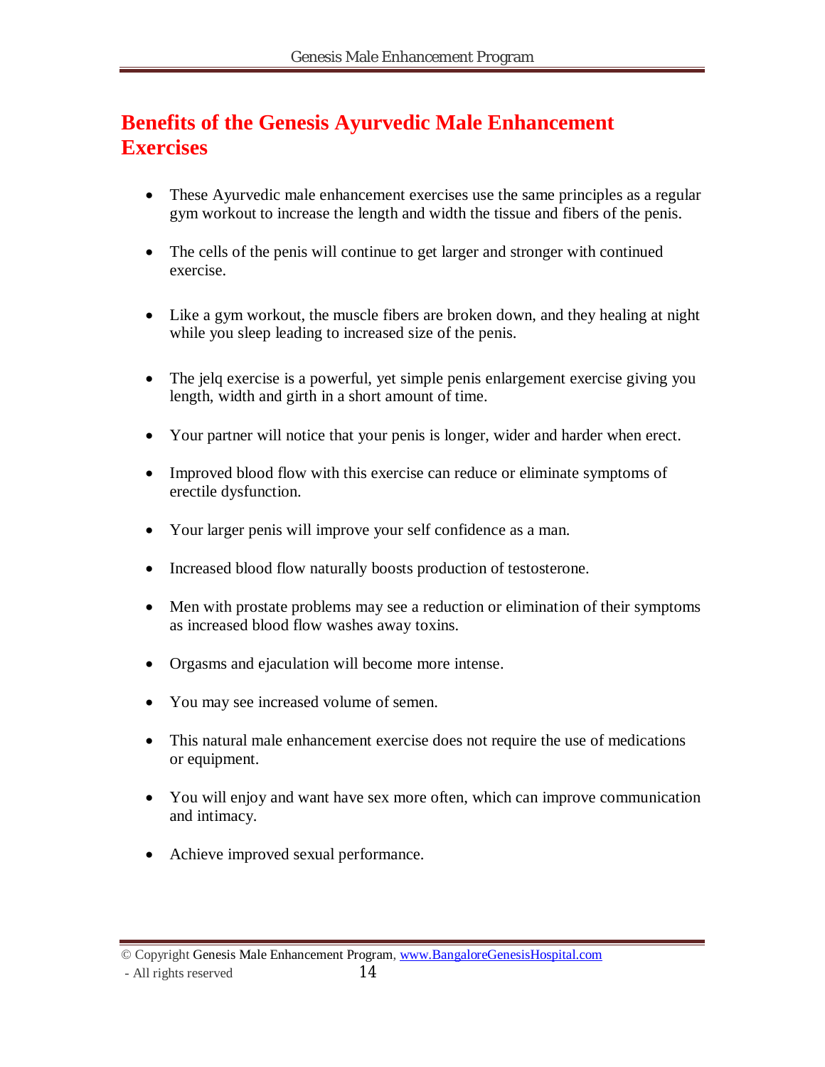## Benefits of the Genesis Ayurvedic Male Enhancement Exercises

- These Ayurvedic male enhancement exercises use the same principles as a regular gym workout to increase the length and width the tissue and fibers of the penis.

- The cells of the penis will continue to get larger and stronger with continued exercise.

- Like a gym workout, the muscle fibers are broken down, and they healing at night while you sleep leading to increased size of the penis.

- The jelq exercise is a powerful, yet simple penis enlargement exercise giving you length, width and girth in a short amount of time.

- Your partner will notice that your penis is longer, wider and harder when erect.

- Improved blood flow with this exercise can reduce or eliminate symptoms of erectile dysfunction.

- Your larger penis will improve your self confidence as a man.

- Increased blood flow naturally boosts production of testosterone.

- Men with prostate problems may see a reduction or elimination of their symptoms as increased blood flow washes away toxins.

- Orgasms and ejaculation will become more intense.

- You may see increased volume of semen.

- This natural male enhancement exercise does not require the use of medications or equipment.

- You will enjoy and want have sex more often, which can improve communication and intimacy.

- Achieve improved sexual performance.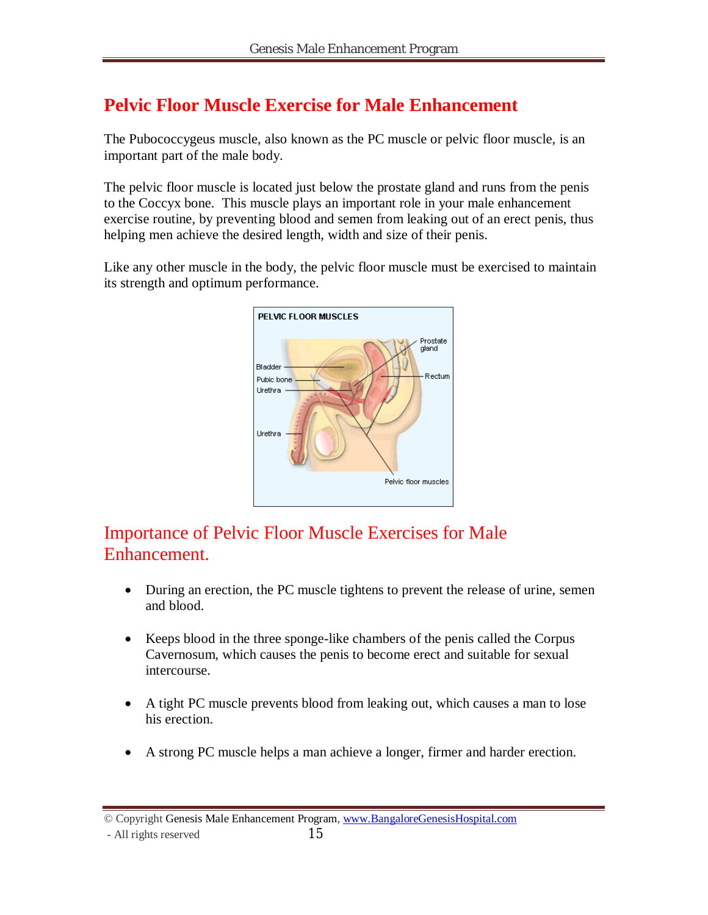## Pelvic Floor Muscle Exercise for Male Enhancement

The Pubococcygeus muscle, also known as the PC muscle or pelvic floor muscle, is an important part of the male body.

The pelvic floor muscle is located just below the prostate gland and runs from the penis to the Coccyx bone. This muscle plays an important role in your male enhancement exercise routine, by preventing blood and semen from leaking out of an erect penis, thus helping men achieve the desired length, width and size of their penis.

Like any other muscle in the body, the pelvic floor muscle must be exercised to maintain its strength and optimum performance.

PELVIC FLOOR MUSCLES

Bladder
Pubic bone
Urethra
Urethra
Prostate gland
Rectum
Pelvic floor muscles

### Importance of Pelvic Floor Muscle Exercises for Male Enhancement.

- During an erection, the PC muscle tightens to prevent the release of urine, semen and blood.
- Keeps blood in the three sponge-like chambers of the penis called the Corpus Cavernosum, which causes the penis to become erect and suitable for sexual intercourse.
- A tight PC muscle prevents blood from leaking out, which causes a man to lose his erection.
- A strong PC muscle helps a man achieve a longer, firmer and harder erection.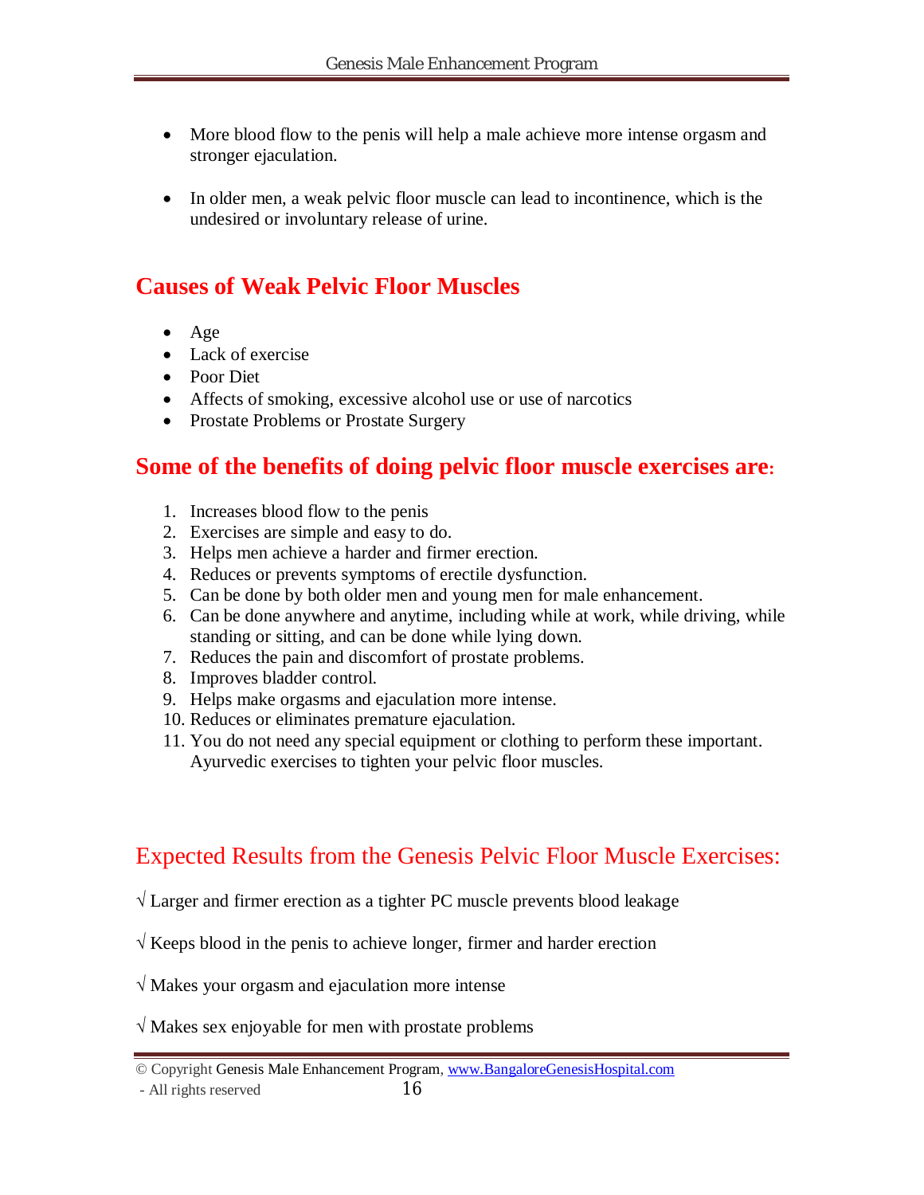- More blood flow to the penis will help a male achieve more intense orgasm and stronger ejaculation.

- In older men, a weak pelvic floor muscle can lead to incontinence, which is the undesired or involuntary release of urine.

## Causes of Weak Pelvic Floor Muscles

- Age
- Lack of exercise
- Poor Diet
- Affects of smoking, excessive alcohol use or use of narcotics
- Prostate Problems or Prostate Surgery

## Some of the benefits of doing pelvic floor muscle exercises are:

1. Increases blood flow to the penis
2. Exercises are simple and easy to do.
3. Helps men achieve a harder and firmer erection.
4. Reduces or prevents symptoms of erectile dysfunction.
5. Can be done by both older men and young men for male enhancement.
6. Can be done anywhere and anytime, including while at work, while driving, while standing or sitting, and can be done while lying down.
7. Reduces the pain and discomfort of prostate problems.
8. Improves bladder control.
9. Helps make orgasms and ejaculation more intense.
10. Reduces or eliminates premature ejaculation.
11. You do not need any special equipment or clothing to perform these important. Ayurvedic exercises to tighten your pelvic floor muscles.

## Expected Results from the Genesis Pelvic Floor Muscle Exercises:

√ Larger and firmer erection as a tighter PC muscle prevents blood leakage

√ Keeps blood in the penis to achieve longer, firmer and harder erection

√ Makes your orgasm and ejaculation more intense

√ Makes sex enjoyable for men with prostate problems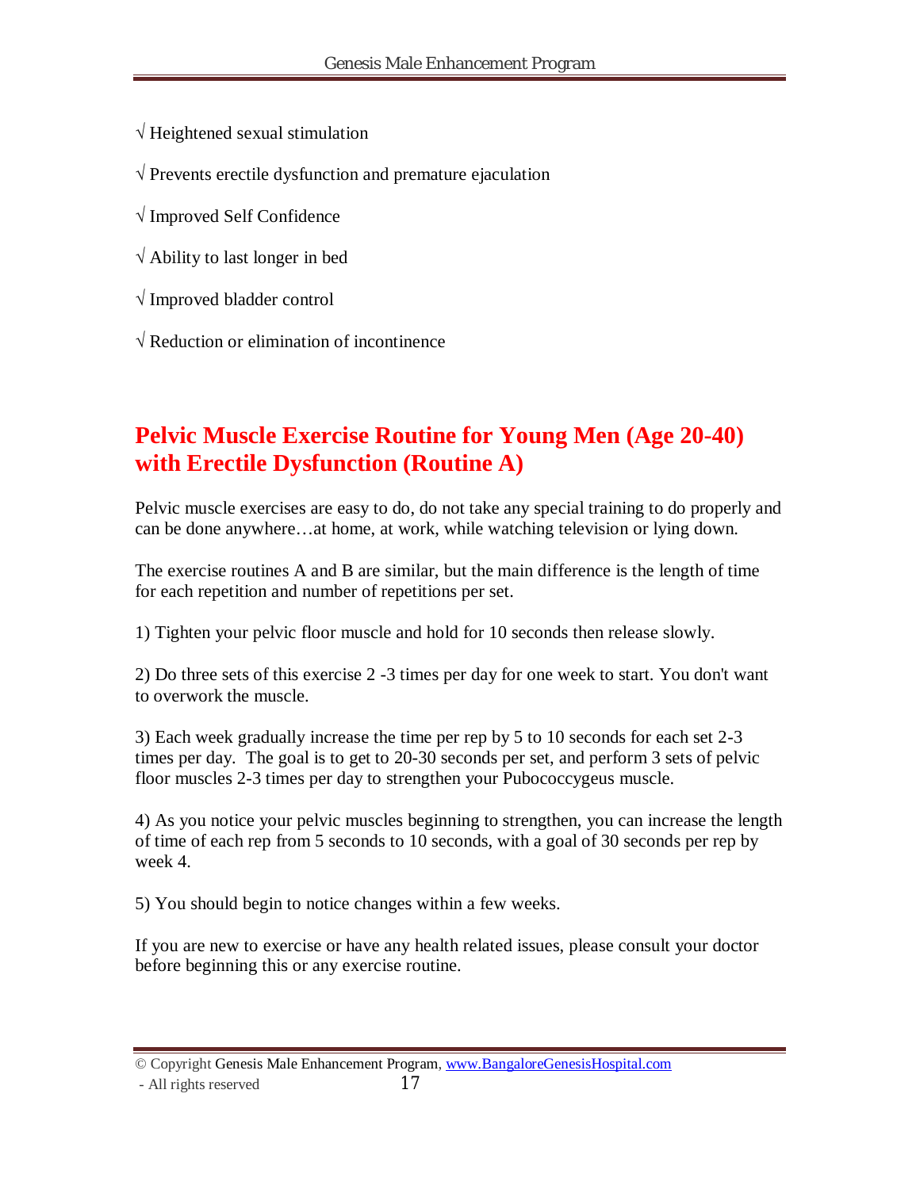√ Heightened sexual stimulation

√ Prevents erectile dysfunction and premature ejaculation

√ Improved Self Confidence

√ Ability to last longer in bed

√ Improved bladder control

√ Reduction or elimination of incontinence

## Pelvic Muscle Exercise Routine for Young Men (Age 20-40) with Erectile Dysfunction (Routine A)

Pelvic muscle exercises are easy to do, do not take any special training to do properly and can be done anywhere…at home, at work, while watching television or lying down.

The exercise routines A and B are similar, but the main difference is the length of time for each repetition and number of repetitions per set.

1) Tighten your pelvic floor muscle and hold for 10 seconds then release slowly.

2) Do three sets of this exercise 2 -3 times per day for one week to start. You don't want to overwork the muscle.

3) Each week gradually increase the time per rep by 5 to 10 seconds for each set 2-3 times per day. The goal is to get to 20-30 seconds per set, and perform 3 sets of pelvic floor muscles 2-3 times per day to strengthen your Pubococcygeus muscle.

4) As you notice your pelvic muscles beginning to strengthen, you can increase the length of time of each rep from 5 seconds to 10 seconds, with a goal of 30 seconds per rep by week 4.

5) You should begin to notice changes within a few weeks.

If you are new to exercise or have any health related issues, please consult your doctor before beginning this or any exercise routine.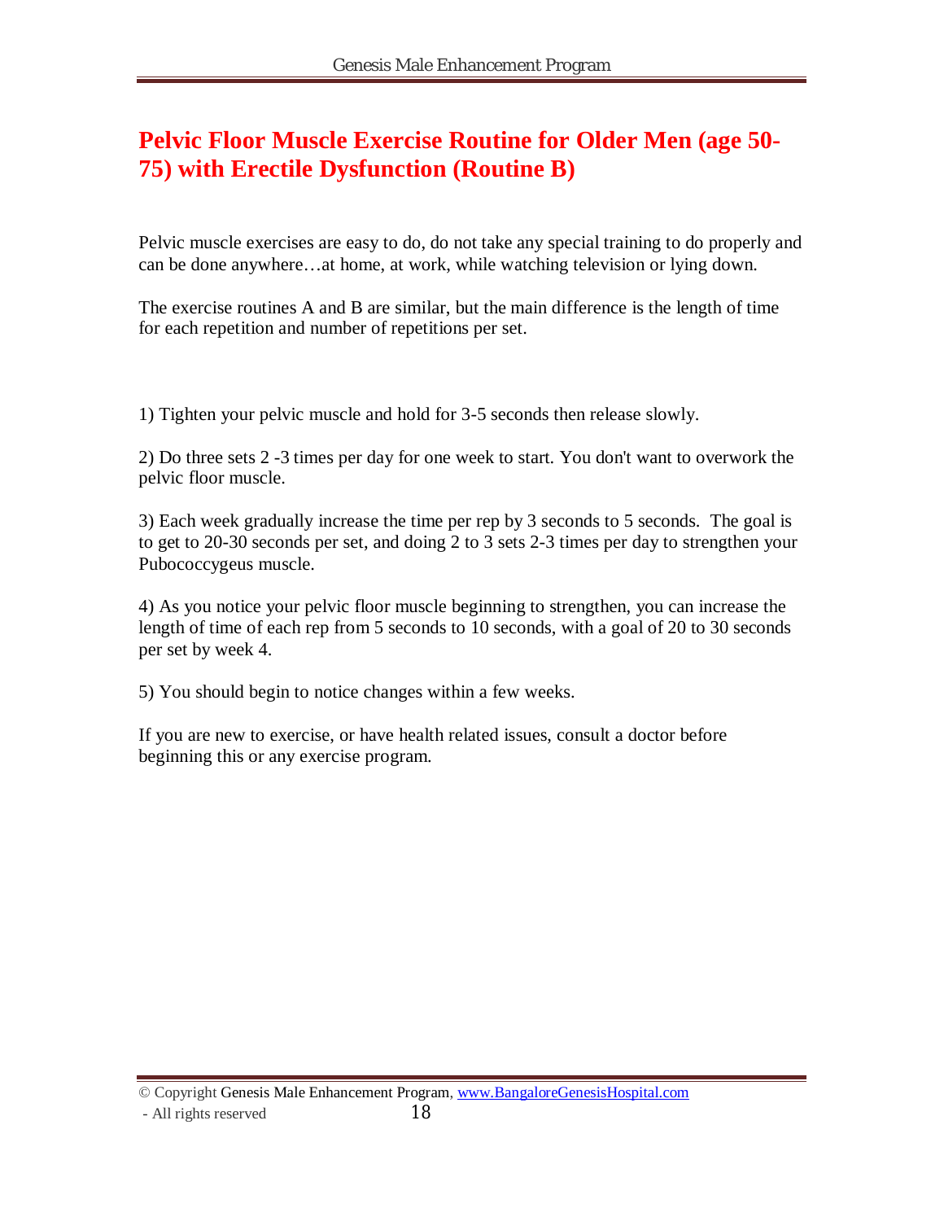# Pelvic Floor Muscle Exercise Routine for Older Men (age 50-75) with Erectile Dysfunction (Routine B)

Pelvic muscle exercises are easy to do, do not take any special training to do properly and can be done anywhere…at home, at work, while watching television or lying down.

The exercise routines A and B are similar, but the main difference is the length of time for each repetition and number of repetitions per set.

1) Tighten your pelvic muscle and hold for 3-5 seconds then release slowly.

2) Do three sets 2 -3 times per day for one week to start. You don't want to overwork the pelvic floor muscle.

3) Each week gradually increase the time per rep by 3 seconds to 5 seconds. The goal is to get to 20-30 seconds per set, and doing 2 to 3 sets 2-3 times per day to strengthen your Pubococcygeus muscle.

4) As you notice your pelvic floor muscle beginning to strengthen, you can increase the length of time of each rep from 5 seconds to 10 seconds, with a goal of 20 to 30 seconds per set by week 4.

5) You should begin to notice changes within a few weeks.

If you are new to exercise, or have health related issues, consult a doctor before beginning this or any exercise program.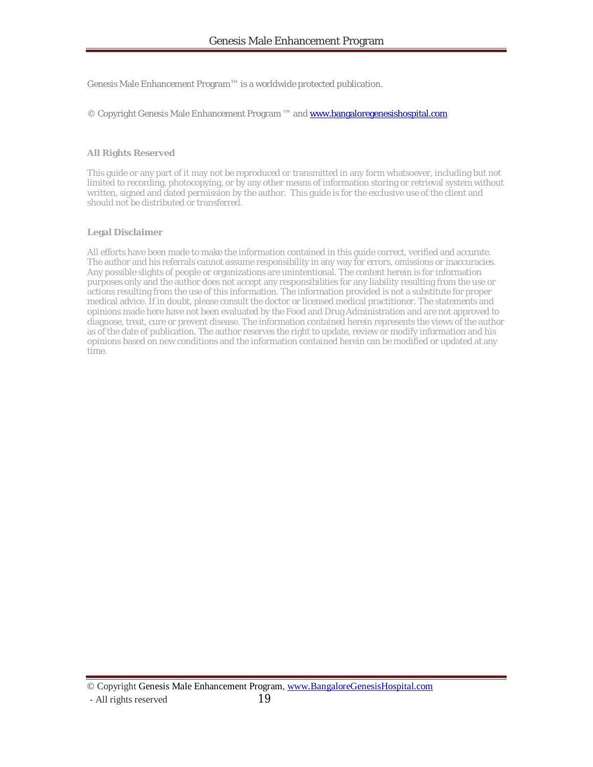Genesis Male Enhancement Program™ is a worldwide protected publication.

© Copyright Genesis Male Enhancement Program ™ and [www.bangaloregenesishospital.com](http://www.bangaloregenesishospital.com)

**All Rights Reserved**

This guide or any part of it may not be reproduced or transmitted in any form whatsoever, including but not limited to recording, photocopying, or by any other means of information storing or retrieval system without written, signed and dated permission by the author. This guide is for the exclusive use of the client and should not be distributed or transferred.

**Legal Disclaimer**

All efforts have been made to make the information contained in this guide correct, verified and accurate. The author and his referrals cannot assume responsibility in any way for errors, omissions or inaccuracies. Any possible slights of people or organizations are unintentional. The content herein is for information purposes only and the author does not accept any responsibilities for any liability resulting from the use or actions resulting from the use of this information. The information provided is not a substitute for proper medical advice. If in doubt, please consult the doctor or licensed medical practitioner. The statements and opinions made here have not been evaluated by the Food and Drug Administration and are not approved to diagnose, treat, cure or prevent disease. The information contained herein represents the views of the author as of the date of publication. The author reserves the right to update, review or modify information and his opinions based on new conditions and the information contained herein can be modified or updated at any time.